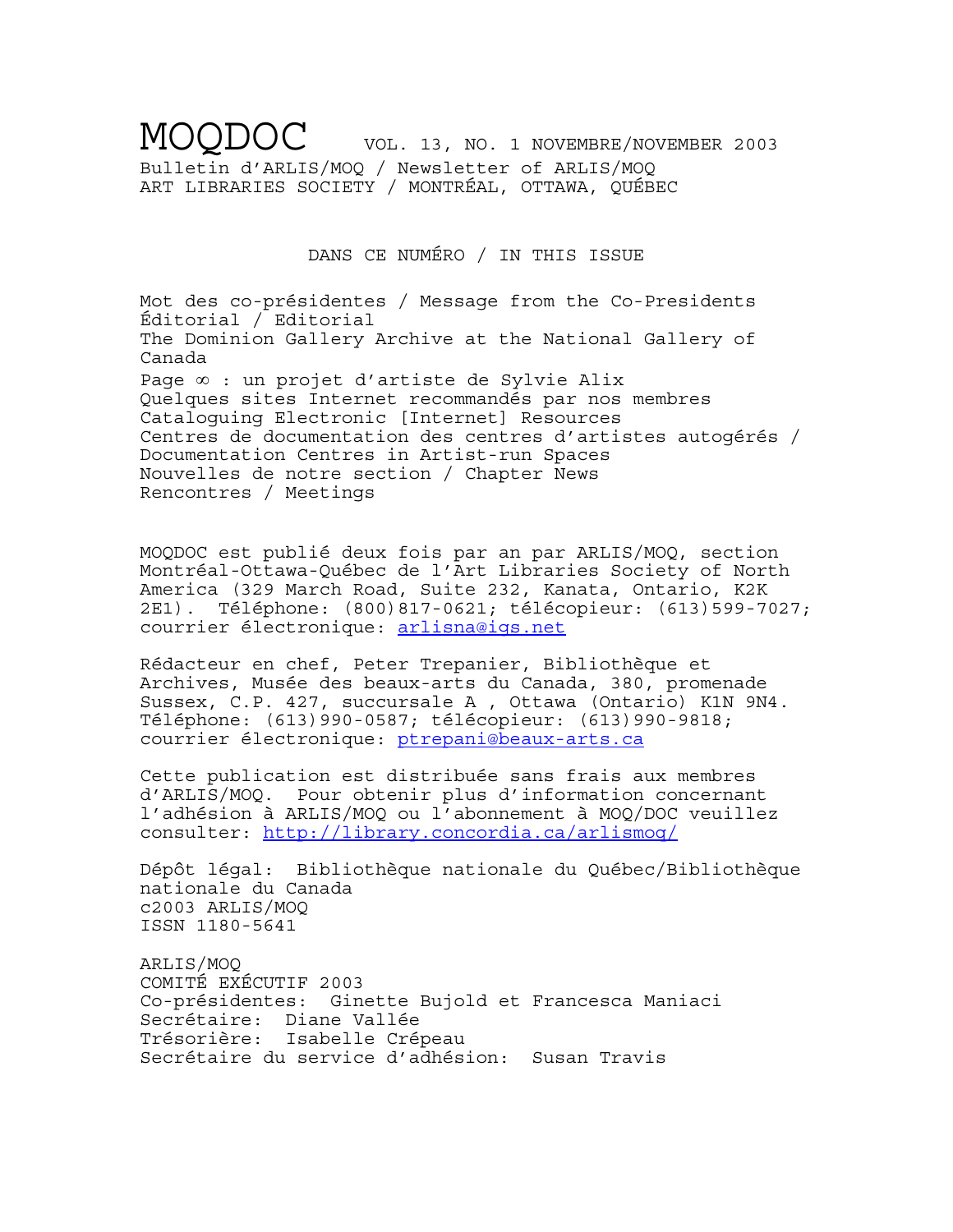# MOQDOC

VOL. 13, NO. 1 NOVEMBRE/NOVEMBER 2003

Bulletin d'ARLIS/MOQ / Newsletter of ARLIS/MOQ
ART LIBRARIES SOCIETY / MONTRÉAL, OTTAWA, QUÉBEC

## DANS CE NUMÉRO / IN THIS ISSUE

Mot des co-présidentes / Message from the Co-Presidents
Éditorial / Editorial
The Dominion Gallery Archive at the National Gallery of Canada
Page ∞ : un projet d'artiste de Sylvie Alix
Quelques sites Internet recommandés par nos membres
Cataloguing Electronic [Internet] Resources
Centres de documentation des centres d'artistes autogérés / Documentation Centres in Artist-run Spaces
Nouvelles de notre section / Chapter News
Rencontres / Meetings

MOQDOC est publié deux fois par an par ARLIS/MOQ, section Montréal-Ottawa-Québec de l'Art Libraries Society of North America (329 March Road, Suite 232, Kanata, Ontario, K2K 2E1). Téléphone: (800)817-0621; télécopieur: (613)599-7027; courrier électronique: arlisna@igs.net

Rédacteur en chef, Peter Trepanier, Bibliothèque et Archives, Musée des beaux-arts du Canada, 380, promenade Sussex, C.P. 427, succursale A , Ottawa (Ontario) K1N 9N4. Téléphone: (613)990-0587; télécopieur: (613)990-9818; courrier électronique: ptrepani@beaux-arts.ca

Cette publication est distribuée sans frais aux membres d'ARLIS/MOQ. Pour obtenir plus d'information concernant l'adhésion à ARLIS/MOQ ou l'abonnement à MOQ/DOC veuillez consulter: http://library.concordia.ca/arlismoq/

Dépôt légal: Bibliothèque nationale du Québec/Bibliothèque nationale du Canada
c2003 ARLIS/MOQ
ISSN 1180-5641

ARLIS/MOQ
COMITÉ EXÉCUTIF 2003
Co-présidentes: Ginette Bujold et Francesca Maniaci
Secrétaire: Diane Vallée
Trésorière: Isabelle Crépeau
Secrétaire du service d'adhésion: Susan Travis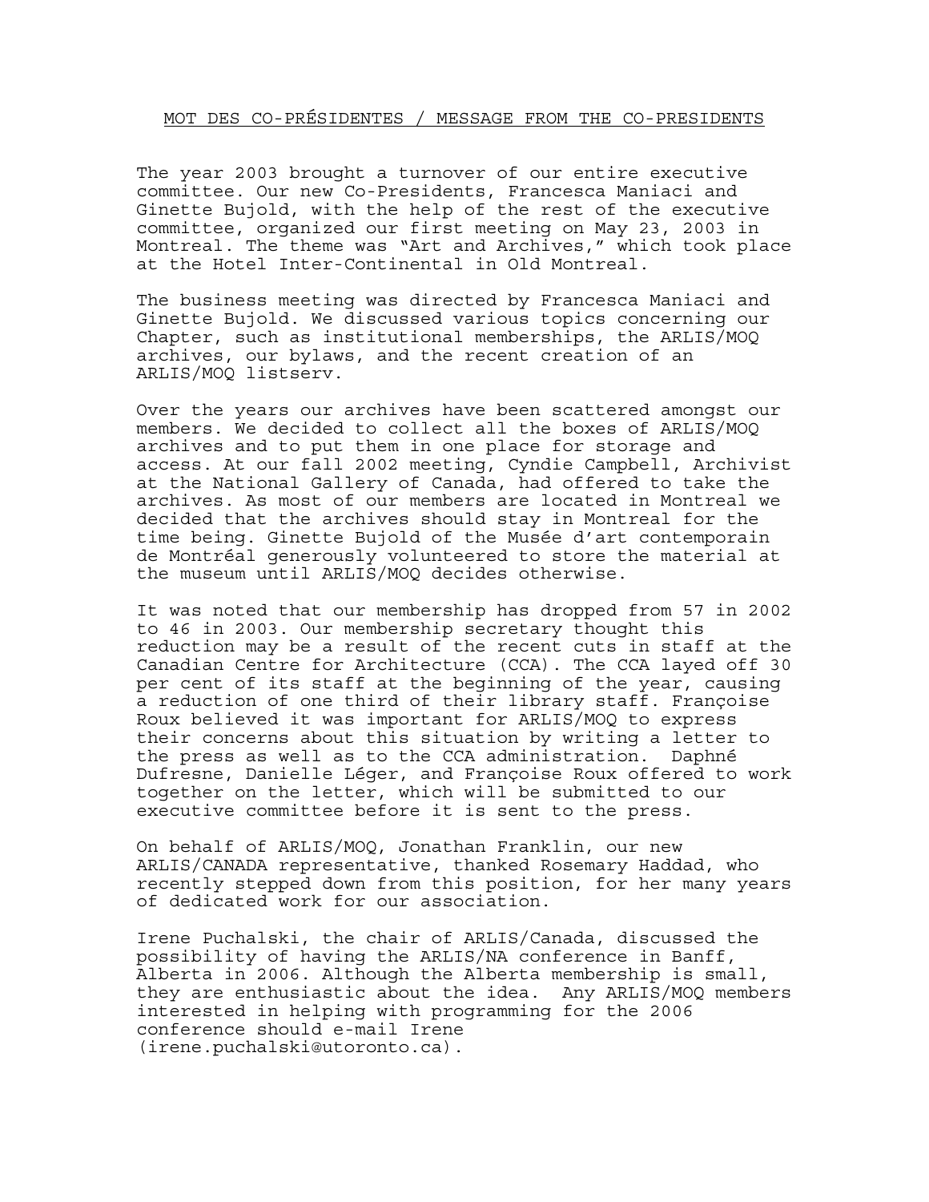## MOT DES CO-PRÉSIDENTES / MESSAGE FROM THE CO-PRESIDENTS

The year 2003 brought a turnover of our entire executive committee. Our new Co-Presidents, Francesca Maniaci and Ginette Bujold, with the help of the rest of the executive committee, organized our first meeting on May 23, 2003 in Montreal. The theme was "Art and Archives," which took place at the Hotel Inter-Continental in Old Montreal.

The business meeting was directed by Francesca Maniaci and Ginette Bujold. We discussed various topics concerning our Chapter, such as institutional memberships, the ARLIS/MOQ archives, our bylaws, and the recent creation of an ARLIS/MOQ listserv.

Over the years our archives have been scattered amongst our members. We decided to collect all the boxes of ARLIS/MOQ archives and to put them in one place for storage and access. At our fall 2002 meeting, Cyndie Campbell, Archivist at the National Gallery of Canada, had offered to take the archives. As most of our members are located in Montreal we decided that the archives should stay in Montreal for the time being. Ginette Bujold of the Musée d'art contemporain de Montréal generously volunteered to store the material at the museum until ARLIS/MOQ decides otherwise.

It was noted that our membership has dropped from 57 in 2002 to 46 in 2003. Our membership secretary thought this reduction may be a result of the recent cuts in staff at the Canadian Centre for Architecture (CCA). The CCA layed off 30 per cent of its staff at the beginning of the year, causing a reduction of one third of their library staff. Françoise Roux believed it was important for ARLIS/MOQ to express their concerns about this situation by writing a letter to the press as well as to the CCA administration. Daphné Dufresne, Danielle Léger, and Françoise Roux offered to work together on the letter, which will be submitted to our executive committee before it is sent to the press.

On behalf of ARLIS/MOQ, Jonathan Franklin, our new ARLIS/CANADA representative, thanked Rosemary Haddad, who recently stepped down from this position, for her many years of dedicated work for our association.

Irene Puchalski, the chair of ARLIS/Canada, discussed the possibility of having the ARLIS/NA conference in Banff, Alberta in 2006. Although the Alberta membership is small, they are enthusiastic about the idea. Any ARLIS/MOQ members interested in helping with programming for the 2006 conference should e-mail Irene (irene.puchalski@utoronto.ca).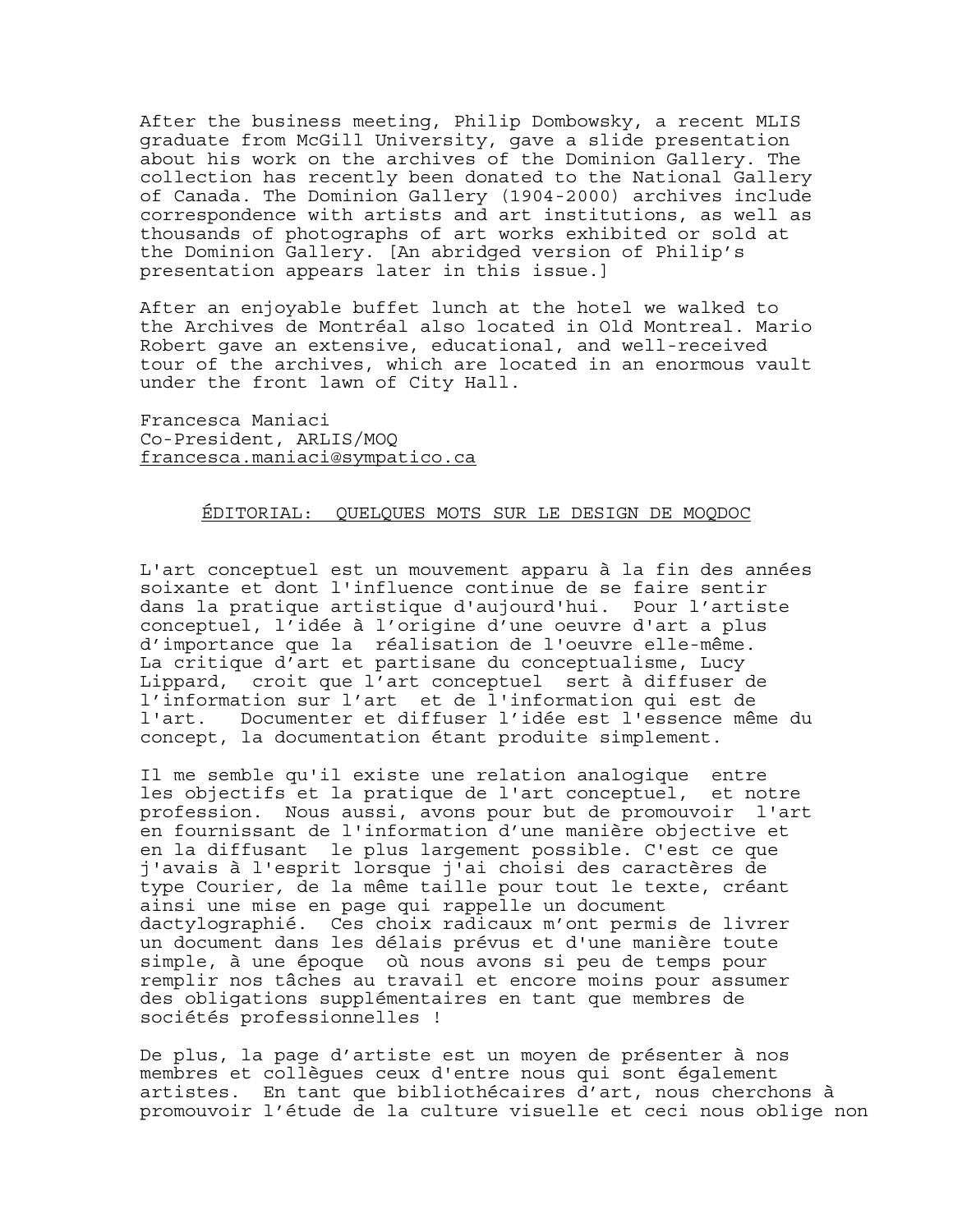After the business meeting, Philip Dombowsky, a recent MLIS graduate from McGill University, gave a slide presentation about his work on the archives of the Dominion Gallery. The collection has recently been donated to the National Gallery of Canada. The Dominion Gallery (1904-2000) archives include correspondence with artists and art institutions, as well as thousands of photographs of art works exhibited or sold at the Dominion Gallery. [An abridged version of Philip's presentation appears later in this issue.]

After an enjoyable buffet lunch at the hotel we walked to the Archives de Montréal also located in Old Montreal. Mario Robert gave an extensive, educational, and well-received tour of the archives, which are located in an enormous vault under the front lawn of City Hall.

Francesca Maniaci
Co-President, ARLIS/MOQ
francesca.maniaci@sympatico.ca

## ÉDITORIAL: QUELQUES MOTS SUR LE DESIGN DE MOQDOC

L'art conceptuel est un mouvement apparu à la fin des années soixante et dont l'influence continue de se faire sentir dans la pratique artistique d'aujourd'hui. Pour l'artiste conceptuel, l'idée à l'origine d'une oeuvre d'art a plus d'importance que la réalisation de l'oeuvre elle-même. La critique d'art et partisane du conceptualisme, Lucy Lippard, croit que l'art conceptuel sert à diffuser de l'information sur l'art et de l'information qui est de l'art. Documenter et diffuser l'idée est l'essence même du concept, la documentation étant produite simplement.

Il me semble qu'il existe une relation analogique entre les objectifs et la pratique de l'art conceptuel, et notre profession. Nous aussi, avons pour but de promouvoir l'art en fournissant de l'information d'une manière objective et en la diffusant le plus largement possible. C'est ce que j'avais à l'esprit lorsque j'ai choisi des caractères de type Courier, de la même taille pour tout le texte, créant ainsi une mise en page qui rappelle un document dactylographié. Ces choix radicaux m'ont permis de livrer un document dans les délais prévus et d'une manière toute simple, à une époque où nous avons si peu de temps pour remplir nos tâches au travail et encore moins pour assumer des obligations supplémentaires en tant que membres de sociétés professionnelles !

De plus, la page d'artiste est un moyen de présenter à nos membres et collègues ceux d'entre nous qui sont également artistes. En tant que bibliothécaires d'art, nous cherchons à promouvoir l'étude de la culture visuelle et ceci nous oblige non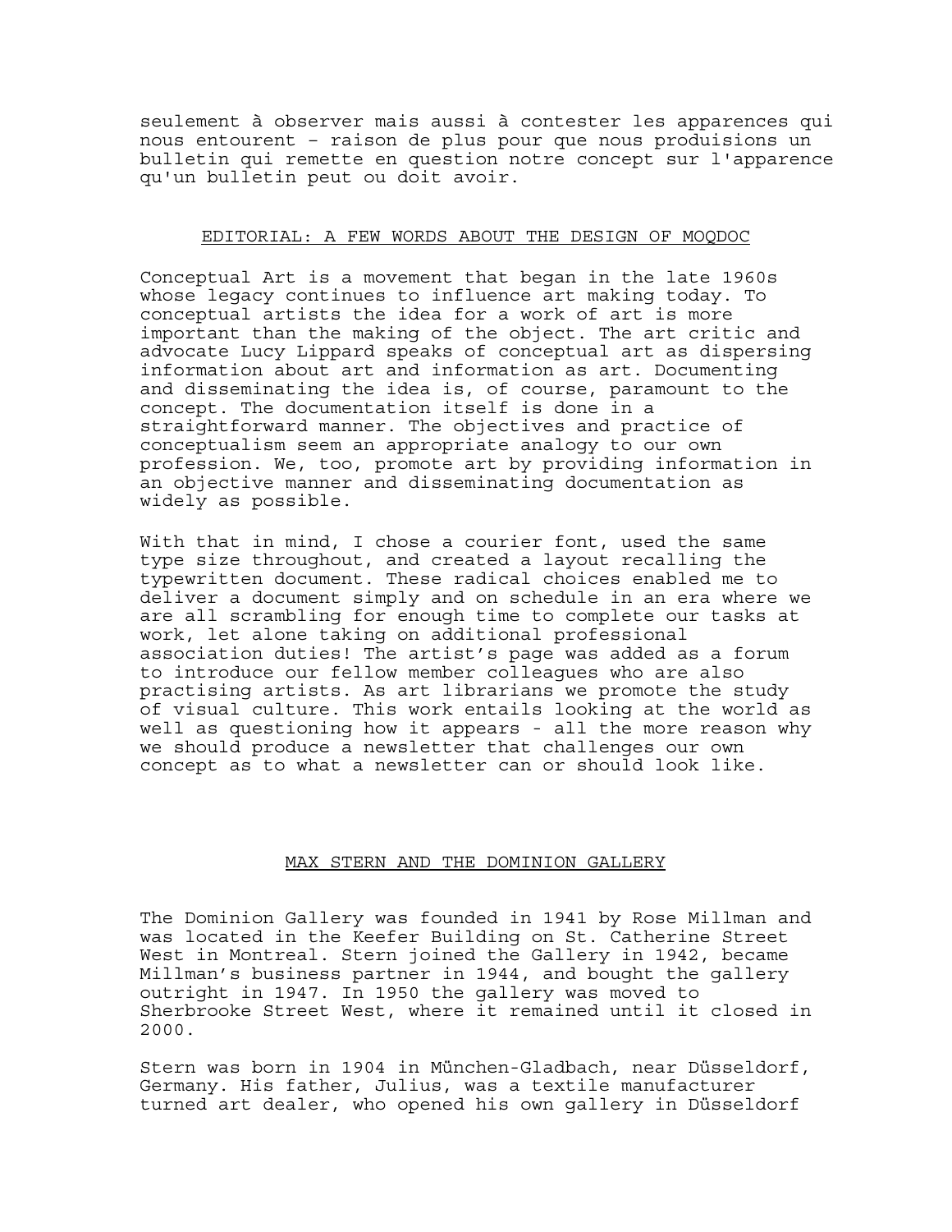seulement à observer mais aussi à contester les apparences qui nous entourent – raison de plus pour que nous produisions un bulletin qui remette en question notre concept sur l'apparence qu'un bulletin peut ou doit avoir.

## EDITORIAL: A FEW WORDS ABOUT THE DESIGN OF MOQDOC

Conceptual Art is a movement that began in the late 1960s whose legacy continues to influence art making today. To conceptual artists the idea for a work of art is more important than the making of the object. The art critic and advocate Lucy Lippard speaks of conceptual art as dispersing information about art and information as art. Documenting and disseminating the idea is, of course, paramount to the concept. The documentation itself is done in a straightforward manner. The objectives and practice of conceptualism seem an appropriate analogy to our own profession. We, too, promote art by providing information in an objective manner and disseminating documentation as widely as possible.

With that in mind, I chose a courier font, used the same type size throughout, and created a layout recalling the typewritten document. These radical choices enabled me to deliver a document simply and on schedule in an era where we are all scrambling for enough time to complete our tasks at work, let alone taking on additional professional association duties! The artist's page was added as a forum to introduce our fellow member colleagues who are also practising artists. As art librarians we promote the study of visual culture. This work entails looking at the world as well as questioning how it appears - all the more reason why we should produce a newsletter that challenges our own concept as to what a newsletter can or should look like.

## MAX STERN AND THE DOMINION GALLERY

The Dominion Gallery was founded in 1941 by Rose Millman and was located in the Keefer Building on St. Catherine Street West in Montreal. Stern joined the Gallery in 1942, became Millman's business partner in 1944, and bought the gallery outright in 1947. In 1950 the gallery was moved to Sherbrooke Street West, where it remained until it closed in 2000.

Stern was born in 1904 in München-Gladbach, near Düsseldorf, Germany. His father, Julius, was a textile manufacturer turned art dealer, who opened his own gallery in Düsseldorf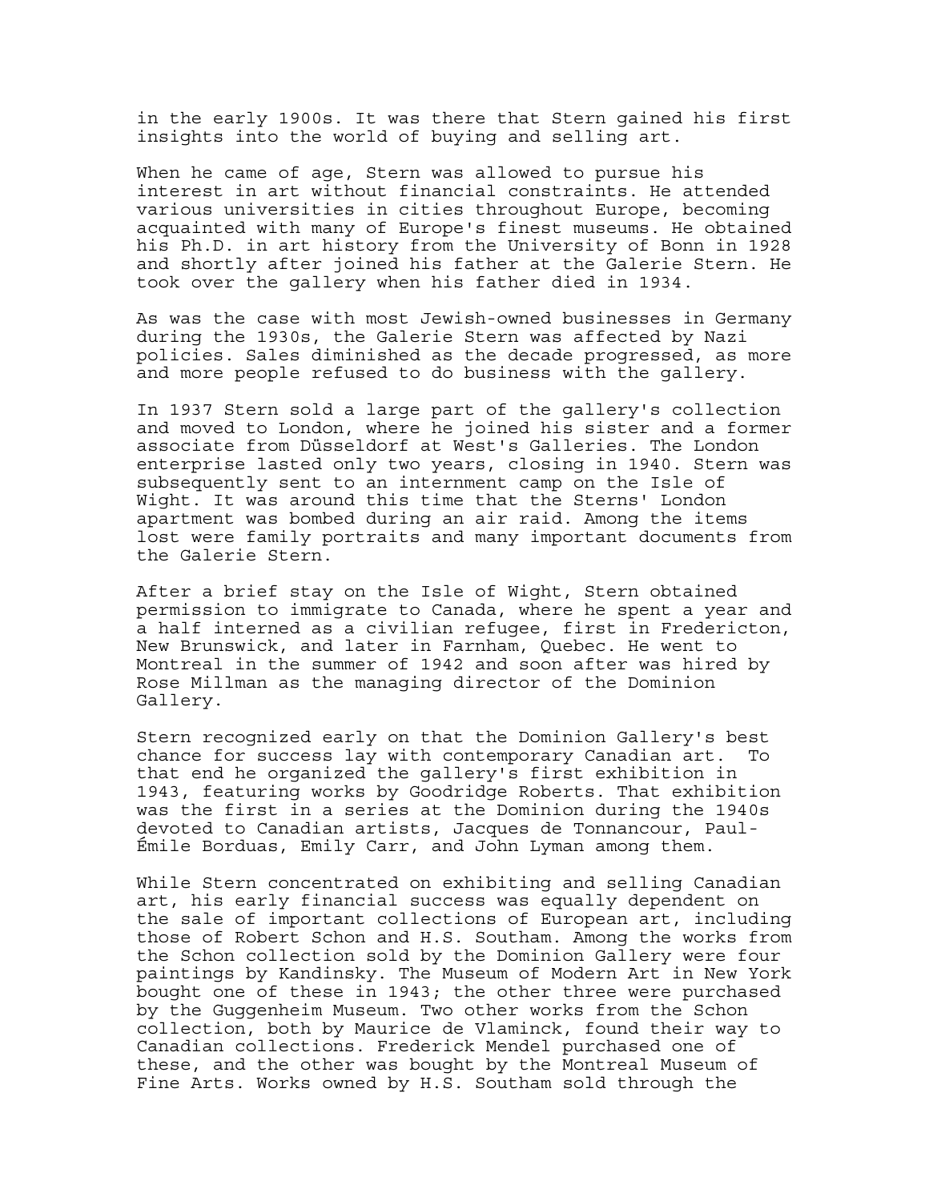in the early 1900s. It was there that Stern gained his first insights into the world of buying and selling art.

When he came of age, Stern was allowed to pursue his interest in art without financial constraints. He attended various universities in cities throughout Europe, becoming acquainted with many of Europe's finest museums. He obtained his Ph.D. in art history from the University of Bonn in 1928 and shortly after joined his father at the Galerie Stern. He took over the gallery when his father died in 1934.

As was the case with most Jewish-owned businesses in Germany during the 1930s, the Galerie Stern was affected by Nazi policies. Sales diminished as the decade progressed, as more and more people refused to do business with the gallery.

In 1937 Stern sold a large part of the gallery's collection and moved to London, where he joined his sister and a former associate from Düsseldorf at West's Galleries. The London enterprise lasted only two years, closing in 1940. Stern was subsequently sent to an internment camp on the Isle of Wight. It was around this time that the Sterns' London apartment was bombed during an air raid. Among the items lost were family portraits and many important documents from the Galerie Stern.

After a brief stay on the Isle of Wight, Stern obtained permission to immigrate to Canada, where he spent a year and a half interned as a civilian refugee, first in Fredericton, New Brunswick, and later in Farnham, Quebec. He went to Montreal in the summer of 1942 and soon after was hired by Rose Millman as the managing director of the Dominion Gallery.

Stern recognized early on that the Dominion Gallery's best chance for success lay with contemporary Canadian art. To that end he organized the gallery's first exhibition in 1943, featuring works by Goodridge Roberts. That exhibition was the first in a series at the Dominion during the 1940s devoted to Canadian artists, Jacques de Tonnancour, Paul-Émile Borduas, Emily Carr, and John Lyman among them.

While Stern concentrated on exhibiting and selling Canadian art, his early financial success was equally dependent on the sale of important collections of European art, including those of Robert Schon and H.S. Southam. Among the works from the Schon collection sold by the Dominion Gallery were four paintings by Kandinsky. The Museum of Modern Art in New York bought one of these in 1943; the other three were purchased by the Guggenheim Museum. Two other works from the Schon collection, both by Maurice de Vlaminck, found their way to Canadian collections. Frederick Mendel purchased one of these, and the other was bought by the Montreal Museum of Fine Arts. Works owned by H.S. Southam sold through the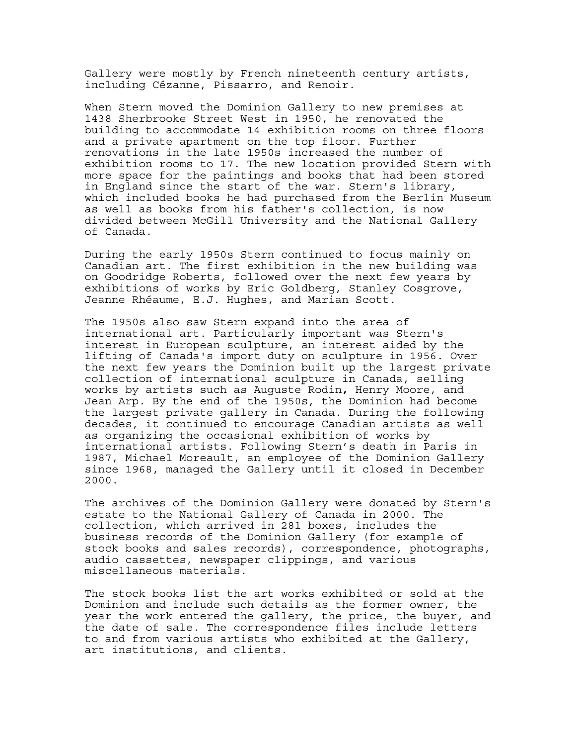Gallery were mostly by French nineteenth century artists, including Cézanne, Pissarro, and Renoir.

When Stern moved the Dominion Gallery to new premises at 1438 Sherbrooke Street West in 1950, he renovated the building to accommodate 14 exhibition rooms on three floors and a private apartment on the top floor. Further renovations in the late 1950s increased the number of exhibition rooms to 17. The new location provided Stern with more space for the paintings and books that had been stored in England since the start of the war. Stern's library, which included books he had purchased from the Berlin Museum as well as books from his father's collection, is now divided between McGill University and the National Gallery of Canada.

During the early 1950s Stern continued to focus mainly on Canadian art. The first exhibition in the new building was on Goodridge Roberts, followed over the next few years by exhibitions of works by Eric Goldberg, Stanley Cosgrove, Jeanne Rhéaume, E.J. Hughes, and Marian Scott.

The 1950s also saw Stern expand into the area of international art. Particularly important was Stern's interest in European sculpture, an interest aided by the lifting of Canada's import duty on sculpture in 1956. Over the next few years the Dominion built up the largest private collection of international sculpture in Canada, selling works by artists such as Auguste Rodin, Henry Moore, and Jean Arp. By the end of the 1950s, the Dominion had become the largest private gallery in Canada. During the following decades, it continued to encourage Canadian artists as well as organizing the occasional exhibition of works by international artists. Following Stern's death in Paris in 1987, Michael Moreault, an employee of the Dominion Gallery since 1968, managed the Gallery until it closed in December 2000.

The archives of the Dominion Gallery were donated by Stern's estate to the National Gallery of Canada in 2000. The collection, which arrived in 281 boxes, includes the business records of the Dominion Gallery (for example of stock books and sales records), correspondence, photographs, audio cassettes, newspaper clippings, and various miscellaneous materials.

The stock books list the art works exhibited or sold at the Dominion and include such details as the former owner, the year the work entered the gallery, the price, the buyer, and the date of sale. The correspondence files include letters to and from various artists who exhibited at the Gallery, art institutions, and clients.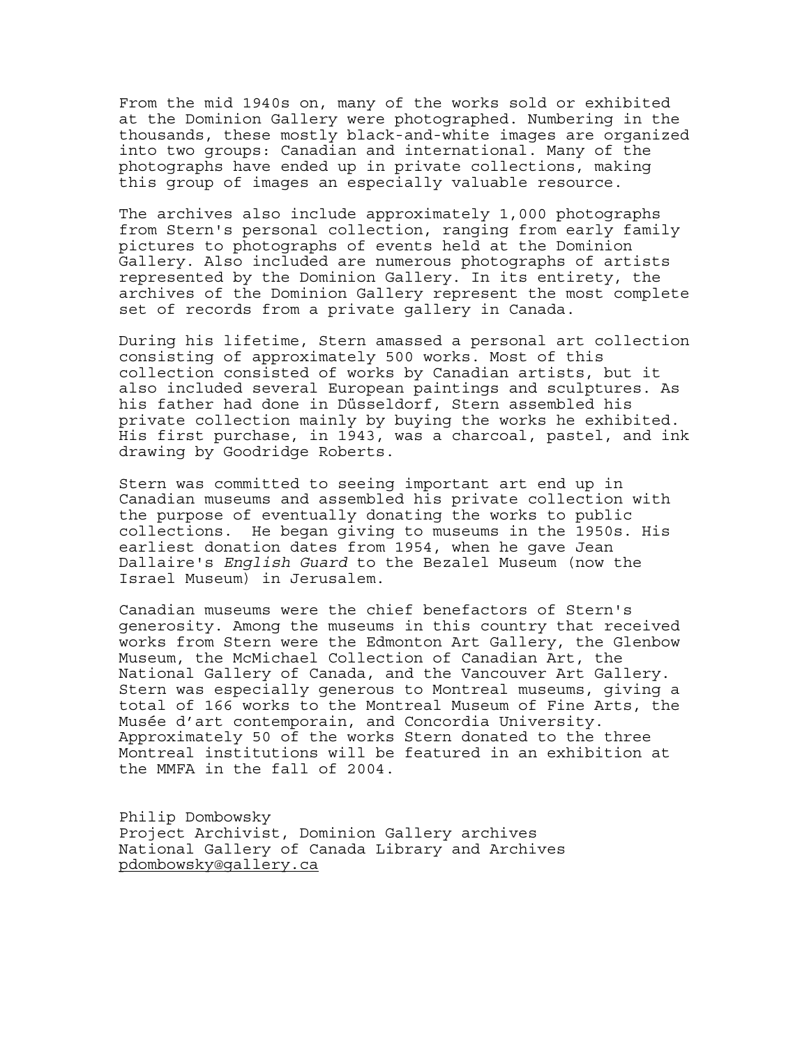From the mid 1940s on, many of the works sold or exhibited at the Dominion Gallery were photographed. Numbering in the thousands, these mostly black-and-white images are organized into two groups: Canadian and international. Many of the photographs have ended up in private collections, making this group of images an especially valuable resource.

The archives also include approximately 1,000 photographs from Stern's personal collection, ranging from early family pictures to photographs of events held at the Dominion Gallery. Also included are numerous photographs of artists represented by the Dominion Gallery. In its entirety, the archives of the Dominion Gallery represent the most complete set of records from a private gallery in Canada.

During his lifetime, Stern amassed a personal art collection consisting of approximately 500 works. Most of this collection consisted of works by Canadian artists, but it also included several European paintings and sculptures. As his father had done in Düsseldorf, Stern assembled his private collection mainly by buying the works he exhibited. His first purchase, in 1943, was a charcoal, pastel, and ink drawing by Goodridge Roberts.

Stern was committed to seeing important art end up in Canadian museums and assembled his private collection with the purpose of eventually donating the works to public collections. He began giving to museums in the 1950s. His earliest donation dates from 1954, when he gave Jean Dallaire's *English Guard* to the Bezalel Museum (now the Israel Museum) in Jerusalem.

Canadian museums were the chief benefactors of Stern's generosity. Among the museums in this country that received works from Stern were the Edmonton Art Gallery, the Glenbow Museum, the McMichael Collection of Canadian Art, the National Gallery of Canada, and the Vancouver Art Gallery. Stern was especially generous to Montreal museums, giving a total of 166 works to the Montreal Museum of Fine Arts, the Musée d'art contemporain, and Concordia University. Approximately 50 of the works Stern donated to the three Montreal institutions will be featured in an exhibition at the MMFA in the fall of 2004.

Philip Dombowsky
Project Archivist, Dominion Gallery archives
National Gallery of Canada Library and Archives
pdombowsky@gallery.ca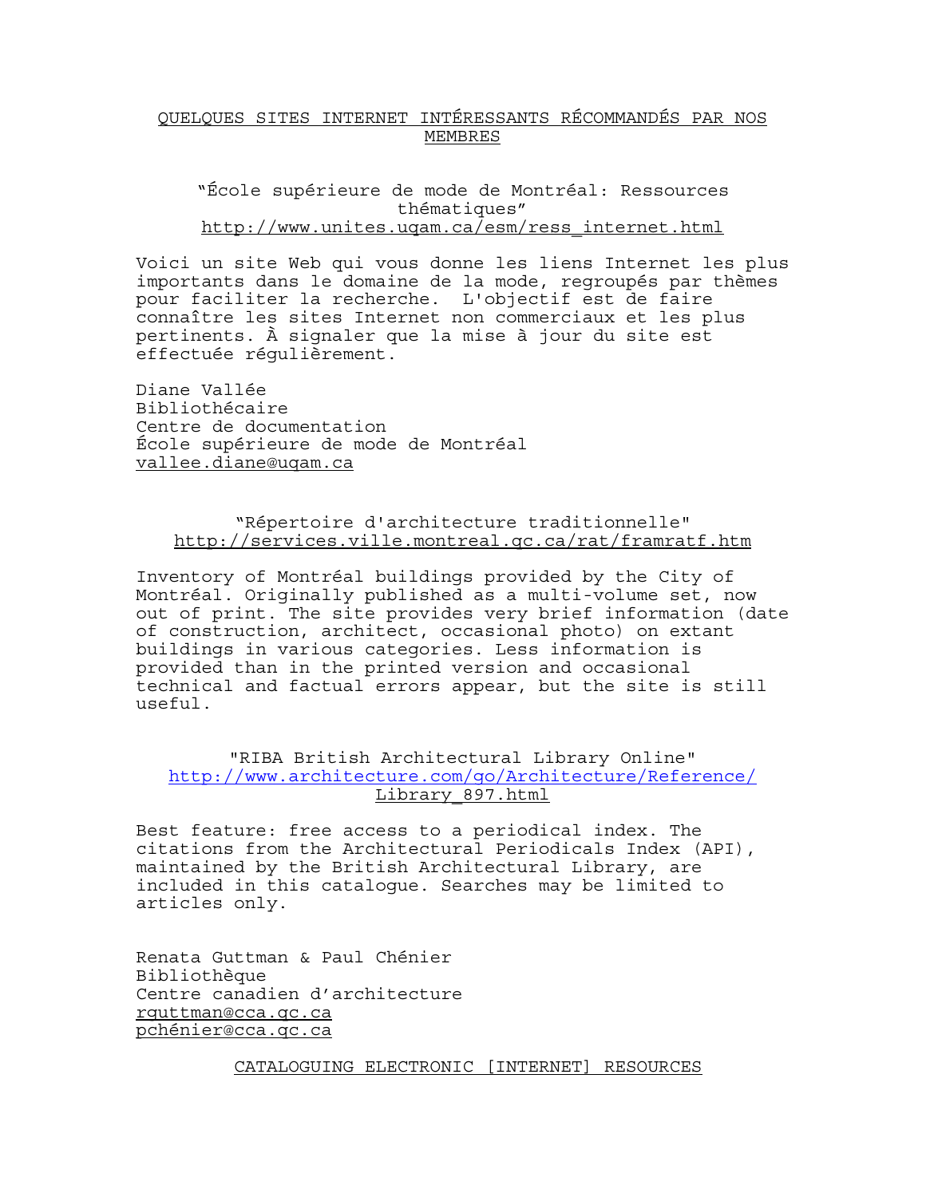## QUELQUES SITES INTERNET INTÉRESSANTS RÉCOMMANDÉS PAR NOS MEMBRES

### "École supérieure de mode de Montréal: Ressources thématiques"
http://www.unites.uqam.ca/esm/ress_internet.html

Voici un site Web qui vous donne les liens Internet les plus importants dans le domaine de la mode, regroupés par thèmes pour faciliter la recherche. L'objectif est de faire connaître les sites Internet non commerciaux et les plus pertinents. À signaler que la mise à jour du site est effectuée régulièrement.

Diane Vallée
Bibliothécaire
Centre de documentation
École supérieure de mode de Montréal
vallee.diane@uqam.ca

### "Répertoire d'architecture traditionnelle"
http://services.ville.montreal.qc.ca/rat/framratf.htm

Inventory of Montréal buildings provided by the City of Montréal. Originally published as a multi-volume set, now out of print. The site provides very brief information (date of construction, architect, occasional photo) on extant buildings in various categories. Less information is provided than in the printed version and occasional technical and factual errors appear, but the site is still useful.

### "RIBA British Architectural Library Online"
http://www.architecture.com/go/Architecture/Reference/Library_897.html

Best feature: free access to a periodical index. The citations from the Architectural Periodicals Index (API), maintained by the British Architectural Library, are included in this catalogue. Searches may be limited to articles only.

Renata Guttman & Paul Chénier
Bibliothèque
Centre canadien d'architecture
rguttman@cca.qc.ca
pchénier@cca.qc.ca

## CATALOGUING ELECTRONIC [INTERNET] RESOURCES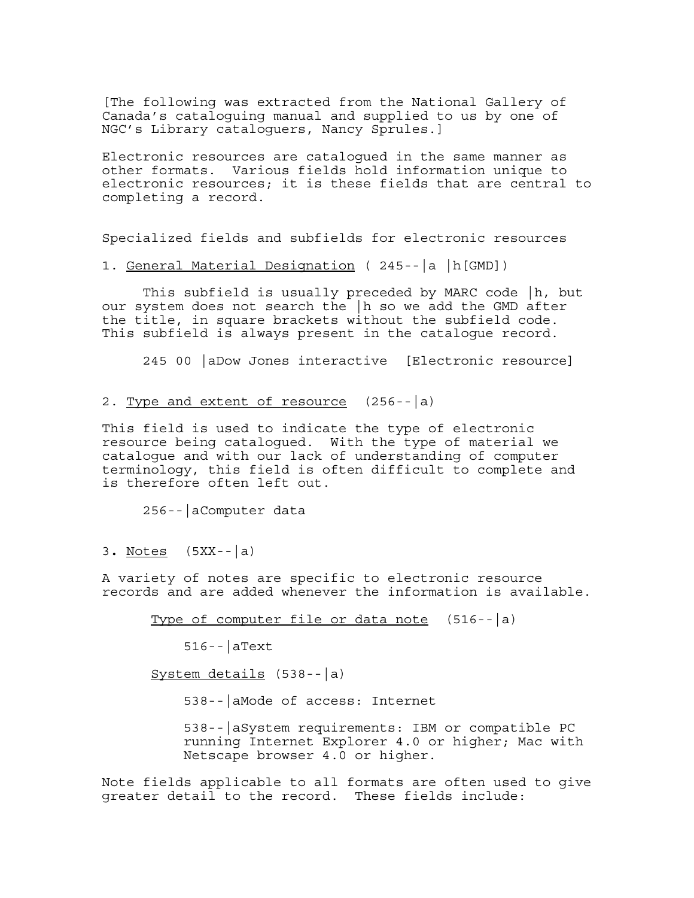[The following was extracted from the National Gallery of Canada's cataloguing manual and supplied to us by one of NGC's Library cataloguers, Nancy Sprules.]

Electronic resources are catalogued in the same manner as other formats. Various fields hold information unique to electronic resources; it is these fields that are central to completing a record.

Specialized fields and subfields for electronic resources

1. <u>General Material Designation</u> ( 245--|a |h[GMD])

This subfield is usually preceded by MARC code |h, but our system does not search the |h so we add the GMD after the title, in square brackets without the subfield code. This subfield is always present in the catalogue record.

    245 00 |aDow Jones interactive  [Electronic resource]

2. <u>Type and extent of resource</u> (256--|a)

This field is used to indicate the type of electronic resource being catalogued. With the type of material we catalogue and with our lack of understanding of computer terminology, this field is often difficult to complete and is therefore often left out.

    256--|aComputer data

3. <u>Notes</u> (5XX--|a)

A variety of notes are specific to electronic resource records and are added whenever the information is available.

<u>Type of computer file or data note</u> (516--|a)

    516--|aText

<u>System details</u> (538--|a)

    538--|aMode of access: Internet

    538--|aSystem requirements: IBM or compatible PC running Internet Explorer 4.0 or higher; Mac with Netscape browser 4.0 or higher.

Note fields applicable to all formats are often used to give greater detail to the record. These fields include: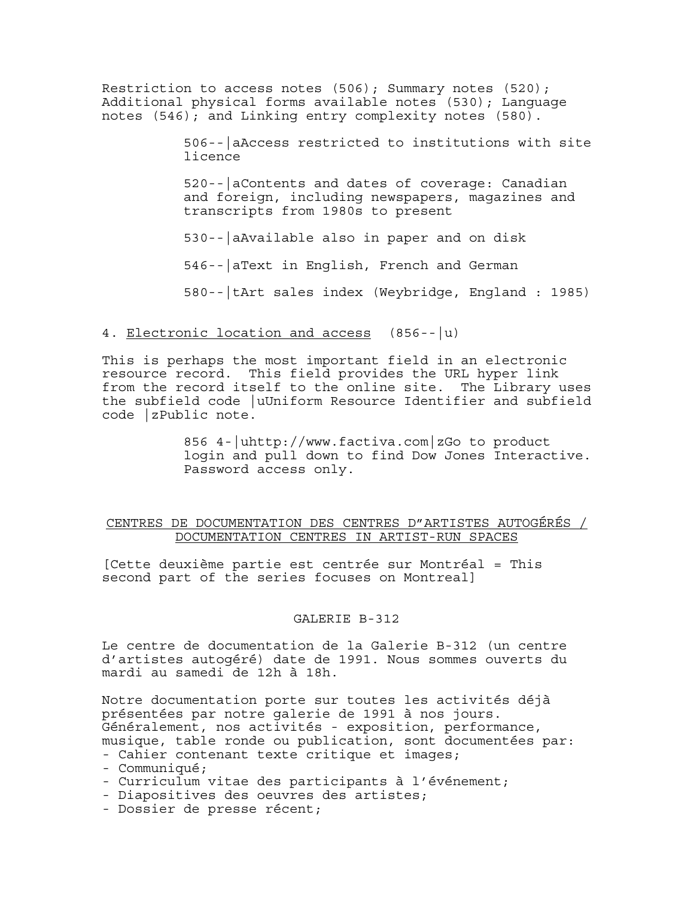Restriction to access notes (506); Summary notes (520); Additional physical forms available notes (530); Language notes (546); and Linking entry complexity notes (580).

> 506--|aAccess restricted to institutions with site licence
>
> 520--|aContents and dates of coverage: Canadian and foreign, including newspapers, magazines and transcripts from 1980s to present
>
> 530--|aAvailable also in paper and on disk
>
> 546--|aText in English, French and German
>
> 580--|tArt sales index (Weybridge, England : 1985)

4. <u>Electronic location and access</u> (856--|u)

This is perhaps the most important field in an electronic resource record. This field provides the URL hyper link from the record itself to the online site. The Library uses the subfield code |uUniform Resource Identifier and subfield code |zPublic note.

> 856 4-|uhttp://www.factiva.com|zGo to product login and pull down to find Dow Jones Interactive. Password access only.

## <u>CENTRES DE DOCUMENTATION DES CENTRES D"ARTISTES AUTOGÉRÉS / DOCUMENTATION CENTRES IN ARTIST-RUN SPACES</u>

[Cette deuxième partie est centrée sur Montréal = This second part of the series focuses on Montreal]

### GALERIE B-312

Le centre de documentation de la Galerie B-312 (un centre d'artistes autogéré) date de 1991. Nous sommes ouverts du mardi au samedi de 12h à 18h.

Notre documentation porte sur toutes les activités déjà présentées par notre galerie de 1991 à nos jours. Généralement, nos activités - exposition, performance, musique, table ronde ou publication, sont documentées par:

- Cahier contenant texte critique et images;
- Communiqué;
- Curriculum vitae des participants à l'événement;
- Diapositives des oeuvres des artistes;
- Dossier de presse récent;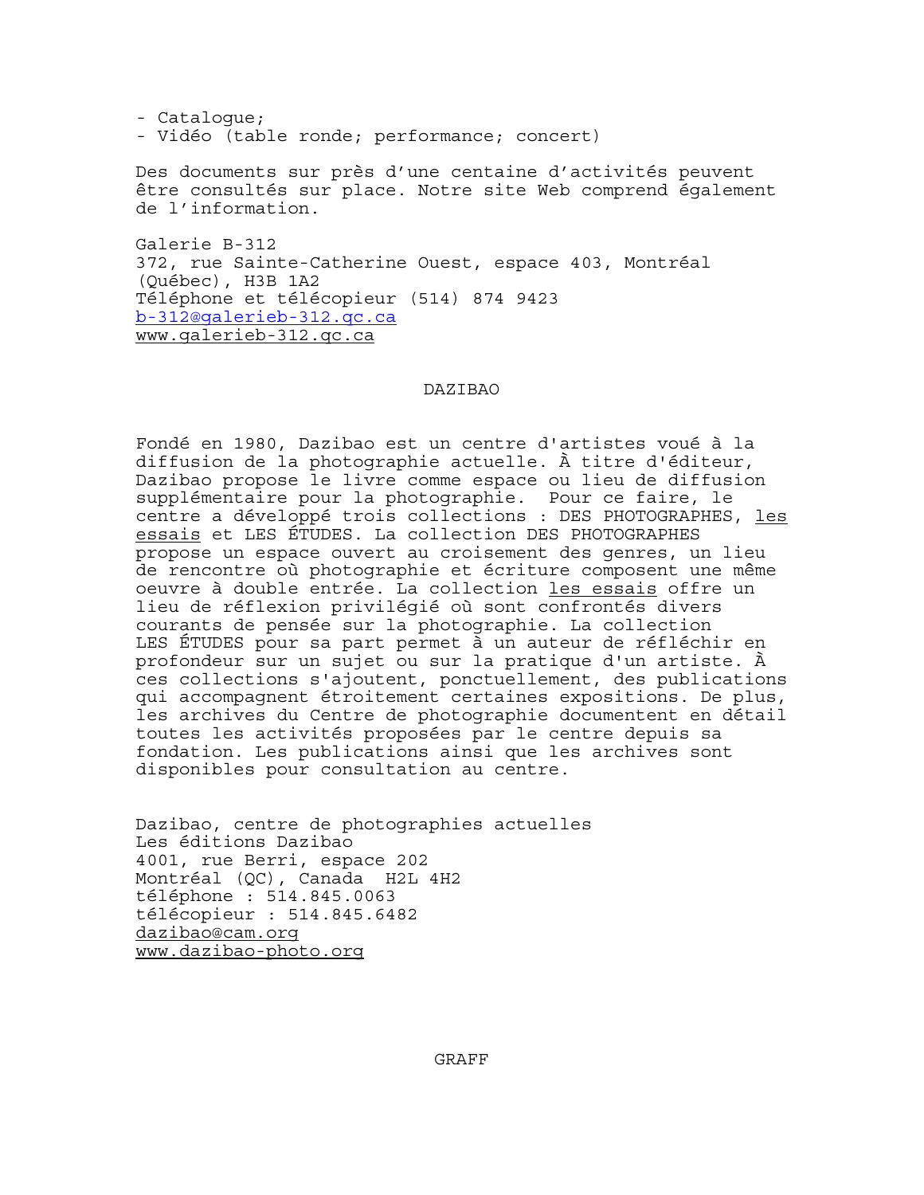- Catalogue;
- Vidéo (table ronde; performance; concert)

Des documents sur près d'une centaine d'activités peuvent être consultés sur place. Notre site Web comprend également de l'information.

Galerie B-312
372, rue Sainte-Catherine Ouest, espace 403, Montréal (Québec), H3B 1A2
Téléphone et télécopieur (514) 874 9423
b-312@galerieb-312.qc.ca
www.galerieb-312.qc.ca

## DAZIBAO

Fondé en 1980, Dazibao est un centre d'artistes voué à la diffusion de la photographie actuelle. À titre d'éditeur, Dazibao propose le livre comme espace ou lieu de diffusion supplémentaire pour la photographie. Pour ce faire, le centre a développé trois collections : DES PHOTOGRAPHES, les essais et LES ÉTUDES. La collection DES PHOTOGRAPHES propose un espace ouvert au croisement des genres, un lieu de rencontre où photographie et écriture composent une même oeuvre à double entrée. La collection les essais offre un lieu de réflexion privilégié où sont confrontés divers courants de pensée sur la photographie. La collection LES ÉTUDES pour sa part permet à un auteur de réfléchir en profondeur sur un sujet ou sur la pratique d'un artiste. À ces collections s'ajoutent, ponctuellement, des publications qui accompagnent étroitement certaines expositions. De plus, les archives du Centre de photographie documentent en détail toutes les activités proposées par le centre depuis sa fondation. Les publications ainsi que les archives sont disponibles pour consultation au centre.

Dazibao, centre de photographies actuelles
Les éditions Dazibao
4001, rue Berri, espace 202
Montréal (QC), Canada H2L 4H2
téléphone : 514.845.0063
télécopieur : 514.845.6482
dazibao@cam.org
www.dazibao-photo.org

## GRAFF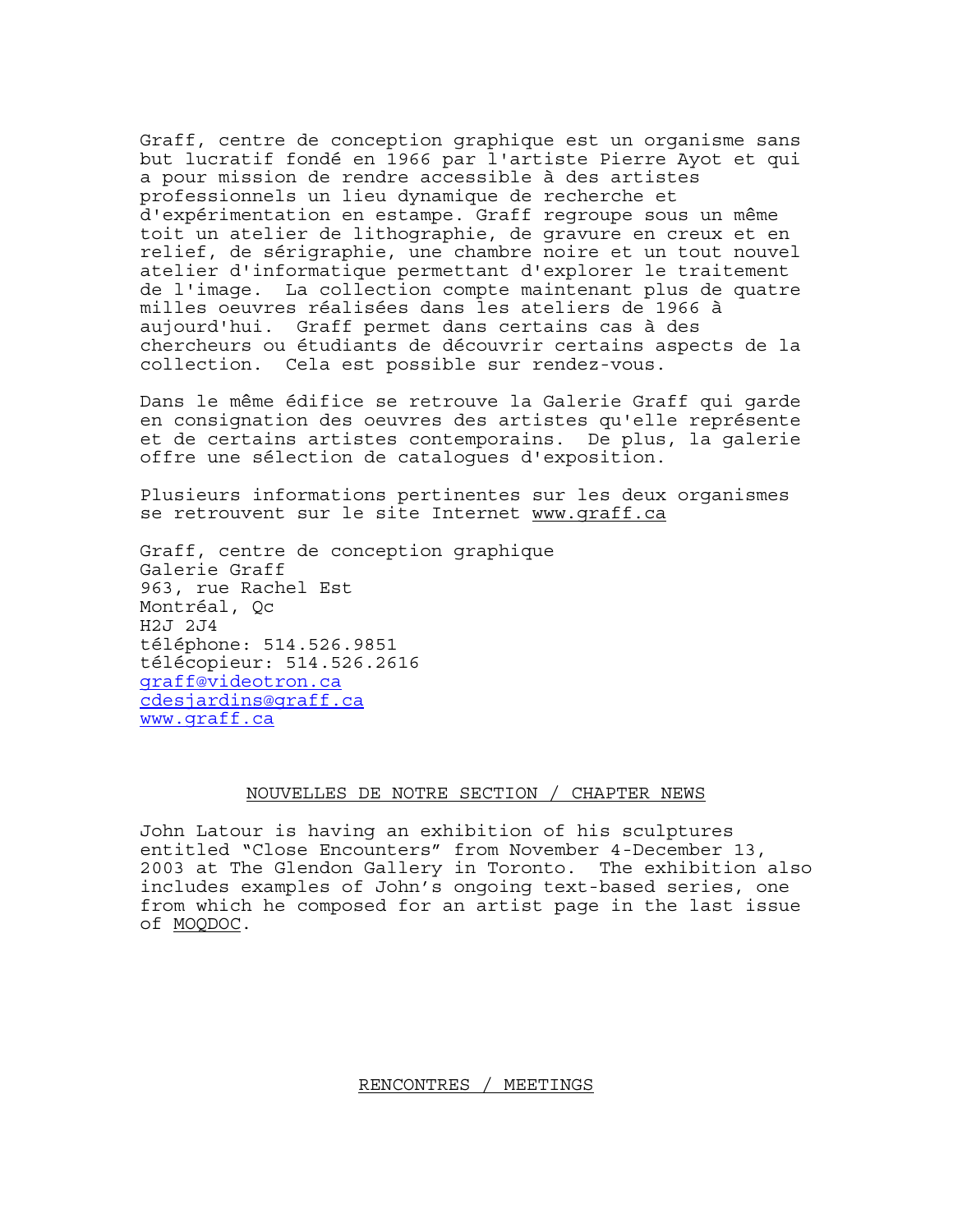Graff, centre de conception graphique est un organisme sans but lucratif fondé en 1966 par l'artiste Pierre Ayot et qui a pour mission de rendre accessible à des artistes professionnels un lieu dynamique de recherche et d'expérimentation en estampe. Graff regroupe sous un même toit un atelier de lithographie, de gravure en creux et en relief, de sérigraphie, une chambre noire et un tout nouvel atelier d'informatique permettant d'explorer le traitement de l'image. La collection compte maintenant plus de quatre milles oeuvres réalisées dans les ateliers de 1966 à aujourd'hui. Graff permet dans certains cas à des chercheurs ou étudiants de découvrir certains aspects de la collection. Cela est possible sur rendez-vous.

Dans le même édifice se retrouve la Galerie Graff qui garde en consignation des oeuvres des artistes qu'elle représente et de certains artistes contemporains. De plus, la galerie offre une sélection de catalogues d'exposition.

Plusieurs informations pertinentes sur les deux organismes se retrouvent sur le site Internet www.graff.ca

Graff, centre de conception graphique
Galerie Graff
963, rue Rachel Est
Montréal, Qc
H2J 2J4
téléphone: 514.526.9851
télécopieur: 514.526.2616
graff@videotron.ca
cdesjardins@graff.ca
www.graff.ca

## NOUVELLES DE NOTRE SECTION / CHAPTER NEWS

John Latour is having an exhibition of his sculptures entitled "Close Encounters" from November 4-December 13, 2003 at The Glendon Gallery in Toronto. The exhibition also includes examples of John's ongoing text-based series, one from which he composed for an artist page in the last issue of MOQDOC.

## RENCONTRES / MEETINGS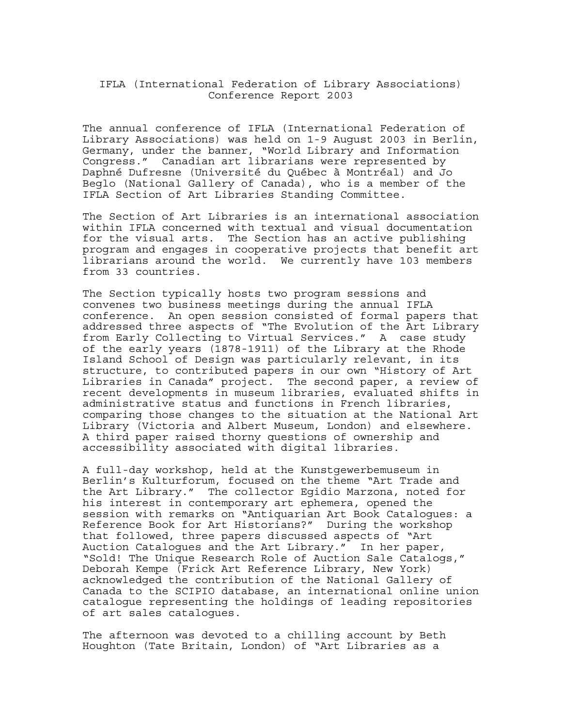# IFLA (International Federation of Library Associations) Conference Report 2003

The annual conference of IFLA (International Federation of Library Associations) was held on 1-9 August 2003 in Berlin, Germany, under the banner, "World Library and Information Congress." Canadian art librarians were represented by Daphné Dufresne (Université du Québec à Montréal) and Jo Beglo (National Gallery of Canada), who is a member of the IFLA Section of Art Libraries Standing Committee.

The Section of Art Libraries is an international association within IFLA concerned with textual and visual documentation for the visual arts. The Section has an active publishing program and engages in cooperative projects that benefit art librarians around the world. We currently have 103 members from 33 countries.

The Section typically hosts two program sessions and convenes two business meetings during the annual IFLA conference. An open session consisted of formal papers that addressed three aspects of "The Evolution of the Art Library from Early Collecting to Virtual Services." A case study of the early years (1878-1911) of the Library at the Rhode Island School of Design was particularly relevant, in its structure, to contributed papers in our own "History of Art Libraries in Canada" project. The second paper, a review of recent developments in museum libraries, evaluated shifts in administrative status and functions in French libraries, comparing those changes to the situation at the National Art Library (Victoria and Albert Museum, London) and elsewhere. A third paper raised thorny questions of ownership and accessibility associated with digital libraries.

A full-day workshop, held at the Kunstgewerbemuseum in Berlin's Kulturforum, focused on the theme "Art Trade and the Art Library." The collector Egidio Marzona, noted for his interest in contemporary art ephemera, opened the session with remarks on "Antiquarian Art Book Catalogues: a Reference Book for Art Historians?" During the workshop that followed, three papers discussed aspects of "Art Auction Catalogues and the Art Library." In her paper, "Sold! The Unique Research Role of Auction Sale Catalogs," Deborah Kempe (Frick Art Reference Library, New York) acknowledged the contribution of the National Gallery of Canada to the SCIPIO database, an international online union catalogue representing the holdings of leading repositories of art sales catalogues.

The afternoon was devoted to a chilling account by Beth Houghton (Tate Britain, London) of "Art Libraries as a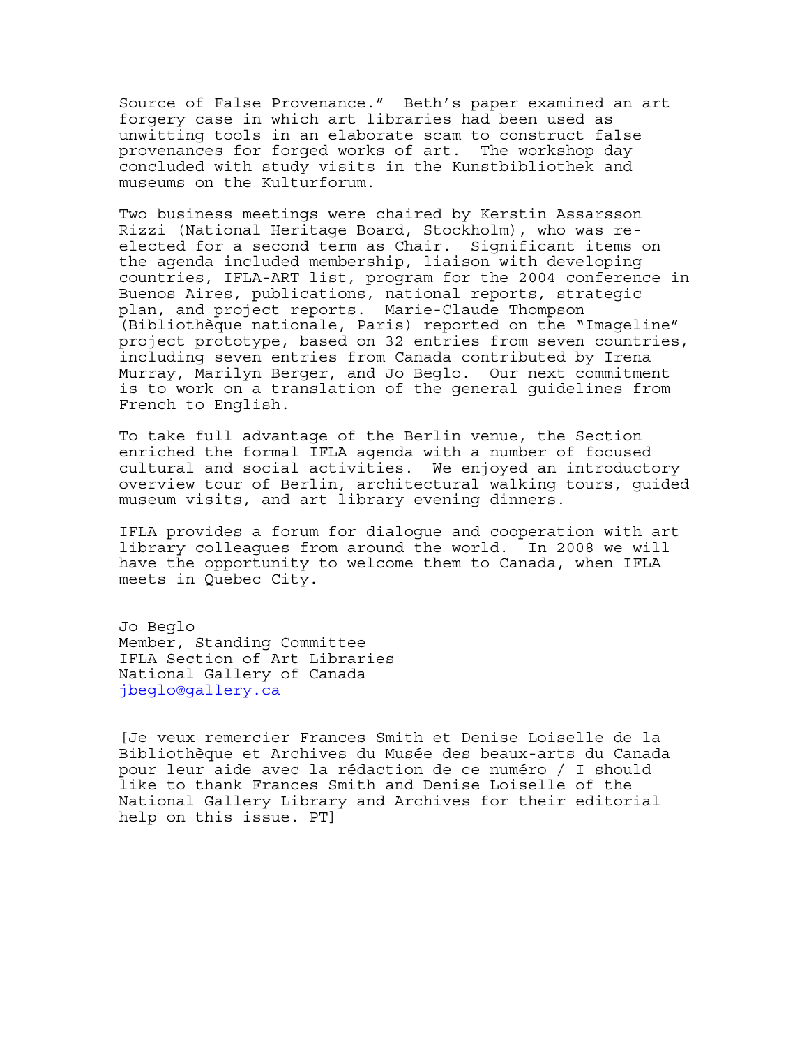Source of False Provenance." Beth's paper examined an art forgery case in which art libraries had been used as unwitting tools in an elaborate scam to construct false provenances for forged works of art. The workshop day concluded with study visits in the Kunstbibliothek and museums on the Kulturforum.

Two business meetings were chaired by Kerstin Assarsson Rizzi (National Heritage Board, Stockholm), who was re-elected for a second term as Chair. Significant items on the agenda included membership, liaison with developing countries, IFLA-ART list, program for the 2004 conference in Buenos Aires, publications, national reports, strategic plan, and project reports. Marie-Claude Thompson (Bibliothèque nationale, Paris) reported on the "Imageline" project prototype, based on 32 entries from seven countries, including seven entries from Canada contributed by Irena Murray, Marilyn Berger, and Jo Beglo. Our next commitment is to work on a translation of the general guidelines from French to English.

To take full advantage of the Berlin venue, the Section enriched the formal IFLA agenda with a number of focused cultural and social activities. We enjoyed an introductory overview tour of Berlin, architectural walking tours, guided museum visits, and art library evening dinners.

IFLA provides a forum for dialogue and cooperation with art library colleagues from around the world. In 2008 we will have the opportunity to welcome them to Canada, when IFLA meets in Quebec City.

Jo Beglo
Member, Standing Committee
IFLA Section of Art Libraries
National Gallery of Canada
jbeglo@gallery.ca

[Je veux remercier Frances Smith et Denise Loiselle de la Bibliothèque et Archives du Musée des beaux-arts du Canada pour leur aide avec la rédaction de ce numéro / I should like to thank Frances Smith and Denise Loiselle of the National Gallery Library and Archives for their editorial help on this issue. PT]